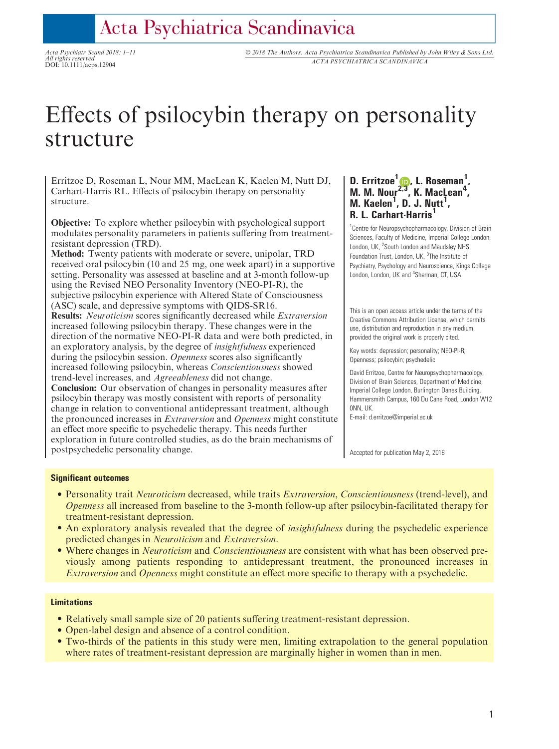# Effects of psilocybin therapy on personality structure

Erritzoe D, Roseman L, Nour MM, MacLean K, Kaelen M, Nutt DJ, Carhart-Harris RL. Effects of psilocybin therapy on personality structure.

**Objective:** To explore whether psilocybin with psychological support modulates personality parameters in patients suffering from treatment-resistant depression (TRD).

**Method:** Twenty patients with moderate or severe, unipolar, TRD received oral psilocybin (10 and 25 mg, one week apart) in a supportive setting. Personality was assessed at baseline and at 3-month follow-up using the Revised NEO Personality Inventory (NEO-PI-R), the subjective psilocybin experience with Altered State of Consciousness (ASC) scale, and depressive symptoms with QIDS-SR16.

**Results:** *Neuroticism* scores significantly decreased while *Extraversion* increased following psilocybin therapy. These changes were in the direction of the normative NEO-PI-R data and were both predicted, in an exploratory analysis, by the degree of *insightfulness* experienced during the psilocybin session. *Openness* scores also significantly increased following psilocybin, whereas *Conscientiousness* showed trend-level increases, and *Agreeableness* did not change.

**Conclusion:** Our observation of changes in personality measures after psilocybin therapy was mostly consistent with reports of personality change in relation to conventional antidepressant treatment, although the pronounced increases in *Extraversion* and *Openness* might constitute an effect more specific to psychedelic therapy. This needs further exploration in future controlled studies, as do the brain mechanisms of postpsychedelic personality change.

**D. Erritzoe[1], L. Roseman[1], M. M. Nour[2,3], K. MacLean[4], M. Kaelen[1], D. J. Nutt[1], R. L. Carhart-Harris[1]**

[1]Centre for Neuropsychopharmacology, Division of Brain Sciences, Faculty of Medicine, Imperial College London, London, UK, [2]South London and Maudsley NHS Foundation Trust, London, UK, [3]The Institute of Psychiatry, Psychology and Neuroscience, Kings College London, London, UK and [4]Sherman, CT, USA

This is an open access article under the terms of the Creative Commons Attribution License, which permits use, distribution and reproduction in any medium, provided the original work is properly cited.

Key words: depression; personality; NEO-PI-R; Openness; psilocybin; psychedelic

David Erritzoe, Centre for Neuropsychopharmacology, Division of Brain Sciences, Department of Medicine, Imperial College London, Burlington Danes Building, Hammersmith Campus, 160 Du Cane Road, London W12 0NN, UK.
E-mail: d.erritzoe@imperial.ac.uk

Accepted for publication May 2, 2018

### Significant outcomes

- Personality trait *Neuroticism* decreased, while traits *Extraversion*, *Conscientiousness* (trend-level), and *Openness* all increased from baseline to the 3-month follow-up after psilocybin-facilitated therapy for treatment-resistant depression.
- An exploratory analysis revealed that the degree of *insightfulness* during the psychedelic experience predicted changes in *Neuroticism* and *Extraversion*.
- Where changes in *Neuroticism* and *Conscientiousness* are consistent with what has been observed previously among patients responding to antidepressant treatment, the pronounced increases in *Extraversion* and *Openness* might constitute an effect more specific to therapy with a psychedelic.

### Limitations

- Relatively small sample size of 20 patients suffering treatment-resistant depression.
- Open-label design and absence of a control condition.
- Two-thirds of the patients in this study were men, limiting extrapolation to the general population where rates of treatment-resistant depression are marginally higher in women than in men.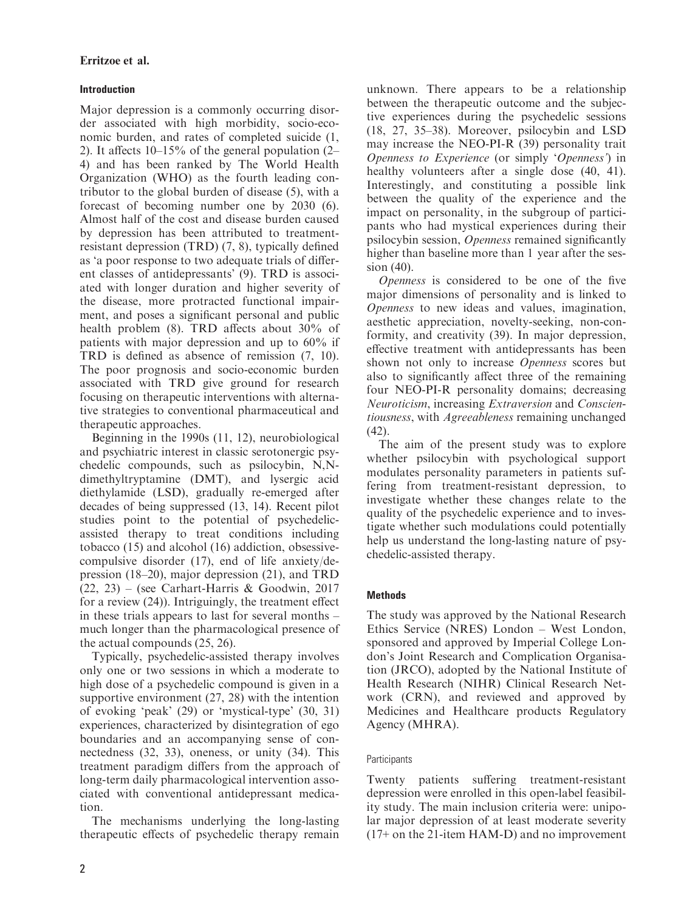## Introduction

Major depression is a commonly occurring disorder associated with high morbidity, socio-economic burden, and rates of completed suicide (1, 2). It affects 10–15% of the general population (2–4) and has been ranked by The World Health Organization (WHO) as the fourth leading contributor to the global burden of disease (5), with a forecast of becoming number one by 2030 (6). Almost half of the cost and disease burden caused by depression has been attributed to treatment-resistant depression (TRD) (7, 8), typically defined as 'a poor response to two adequate trials of different classes of antidepressants' (9). TRD is associated with longer duration and higher severity of the disease, more protracted functional impairment, and poses a significant personal and public health problem (8). TRD affects about 30% of patients with major depression and up to 60% if TRD is defined as absence of remission (7, 10). The poor prognosis and socio-economic burden associated with TRD give ground for research focusing on therapeutic interventions with alternative strategies to conventional pharmaceutical and therapeutic approaches.

Beginning in the 1990s (11, 12), neurobiological and psychiatric interest in classic serotonergic psychedelic compounds, such as psilocybin, N,N-dimethyltryptamine (DMT), and lysergic acid diethylamide (LSD), gradually re-emerged after decades of being suppressed (13, 14). Recent pilot studies point to the potential of psychedelic-assisted therapy to treat conditions including tobacco (15) and alcohol (16) addiction, obsessive-compulsive disorder (17), end of life anxiety/depression (18–20), major depression (21), and TRD (22, 23) – (see Carhart-Harris & Goodwin, 2017 for a review (24)). Intriguingly, the treatment effect in these trials appears to last for several months – much longer than the pharmacological presence of the actual compounds (25, 26).

Typically, psychedelic-assisted therapy involves only one or two sessions in which a moderate to high dose of a psychedelic compound is given in a supportive environment (27, 28) with the intention of evoking 'peak' (29) or 'mystical-type' (30, 31) experiences, characterized by disintegration of ego boundaries and an accompanying sense of connectedness (32, 33), oneness, or unity (34). This treatment paradigm differs from the approach of long-term daily pharmacological intervention associated with conventional antidepressant medication.

The mechanisms underlying the long-lasting therapeutic effects of psychedelic therapy remain unknown. There appears to be a relationship between the therapeutic outcome and the subjective experiences during the psychedelic sessions (18, 27, 35–38). Moreover, psilocybin and LSD may increase the NEO-PI-R (39) personality trait *Openness to Experience* (or simply '*Openness*') in healthy volunteers after a single dose (40, 41). Interestingly, and constituting a possible link between the quality of the experience and the impact on personality, in the subgroup of participants who had mystical experiences during their psilocybin session, *Openness* remained significantly higher than baseline more than 1 year after the session (40).

*Openness* is considered to be one of the five major dimensions of personality and is linked to *Openness* to new ideas and values, imagination, aesthetic appreciation, novelty-seeking, non-conformity, and creativity (39). In major depression, effective treatment with antidepressants has been shown not only to increase *Openness* scores but also to significantly affect three of the remaining four NEO-PI-R personality domains; decreasing *Neuroticism*, increasing *Extraversion* and *Conscientiousness*, with *Agreeableness* remaining unchanged (42).

The aim of the present study was to explore whether psilocybin with psychological support modulates personality parameters in patients suffering from treatment-resistant depression, to investigate whether these changes relate to the quality of the psychedelic experience and to investigate whether such modulations could potentially help us understand the long-lasting nature of psychedelic-assisted therapy.

## Methods

The study was approved by the National Research Ethics Service (NRES) London – West London, sponsored and approved by Imperial College London's Joint Research and Complication Organisation (JRCO), adopted by the National Institute of Health Research (NIHR) Clinical Research Network (CRN), and reviewed and approved by Medicines and Healthcare products Regulatory Agency (MHRA).

### Participants

Twenty patients suffering treatment-resistant depression were enrolled in this open-label feasibility study. The main inclusion criteria were: unipolar major depression of at least moderate severity (17+ on the 21-item HAM-D) and no improvement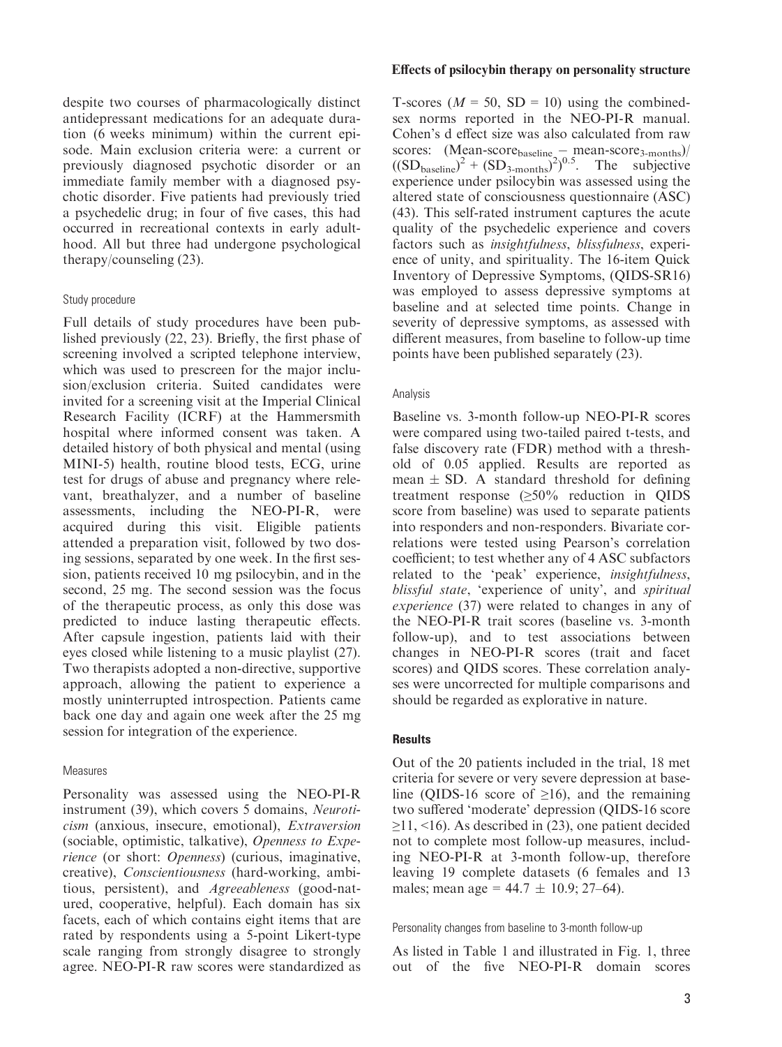despite two courses of pharmacologically distinct antidepressant medications for an adequate duration (6 weeks minimum) within the current episode. Main exclusion criteria were: a current or previously diagnosed psychotic disorder or an immediate family member with a diagnosed psychotic disorder. Five patients had previously tried a psychedelic drug; in four of five cases, this had occurred in recreational contexts in early adulthood. All but three had undergone psychological therapy/counseling (23).

### Study procedure

Full details of study procedures have been published previously (22, 23). Briefly, the first phase of screening involved a scripted telephone interview, which was used to prescreen for the major inclusion/exclusion criteria. Suited candidates were invited for a screening visit at the Imperial Clinical Research Facility (ICRF) at the Hammersmith hospital where informed consent was taken. A detailed history of both physical and mental (using MINI-5) health, routine blood tests, ECG, urine test for drugs of abuse and pregnancy where relevant, breathalyzer, and a number of baseline assessments, including the NEO-PI-R, were acquired during this visit. Eligible patients attended a preparation visit, followed by two dosing sessions, separated by one week. In the first session, patients received 10 mg psilocybin, and in the second, 25 mg. The second session was the focus of the therapeutic process, as only this dose was predicted to induce lasting therapeutic effects. After capsule ingestion, patients laid with their eyes closed while listening to a music playlist (27). Two therapists adopted a non-directive, supportive approach, allowing the patient to experience a mostly uninterrupted introspection. Patients came back one day and again one week after the 25 mg session for integration of the experience.

### Measures

Personality was assessed using the NEO-PI-R instrument (39), which covers 5 domains, *Neuroticism* (anxious, insecure, emotional), *Extraversion* (sociable, optimistic, talkative), *Openness to Experience* (or short: *Openness*) (curious, imaginative, creative), *Conscientiousness* (hard-working, ambitious, persistent), and *Agreeableness* (good-natured, cooperative, helpful). Each domain has six facets, each of which contains eight items that are rated by respondents using a 5-point Likert-type scale ranging from strongly disagree to strongly agree. NEO-PI-R raw scores were standardized as T-scores ($M = 50$, $SD = 10$) using the combined-sex norms reported in the NEO-PI-R manual. Cohen's d effect size was also calculated from raw scores: $(\text{Mean-score}_{\text{baseline}} - \text{mean-score}_{\text{3-months}})/((\text{SD}_{\text{baseline}})^2 + (\text{SD}_{\text{3-months}})^2)^{0.5}$. The subjective experience under psilocybin was assessed using the altered state of consciousness questionnaire (ASC) (43). This self-rated instrument captures the acute quality of the psychedelic experience and covers factors such as *insightfulness*, *blissfulness*, experience of unity, and spirituality. The 16-item Quick Inventory of Depressive Symptoms, (QIDS-SR16) was employed to assess depressive symptoms at baseline and at selected time points. Change in severity of depressive symptoms, as assessed with different measures, from baseline to follow-up time points have been published separately (23).

### Analysis

Baseline vs. 3-month follow-up NEO-PI-R scores were compared using two-tailed paired t-tests, and false discovery rate (FDR) method with a threshold of 0.05 applied. Results are reported as mean $\pm$ SD. A standard threshold for defining treatment response ($\geq$50% reduction in QIDS score from baseline) was used to separate patients into responders and non-responders. Bivariate correlations were tested using Pearson's correlation coefficient; to test whether any of 4 ASC subfactors related to the 'peak' experience, *insightfulness*, *blissful state*, 'experience of unity', and *spiritual experience* (37) were related to changes in any of the NEO-PI-R trait scores (baseline vs. 3-month follow-up), and to test associations between changes in NEO-PI-R scores (trait and facet scores) and QIDS scores. These correlation analyses were uncorrected for multiple comparisons and should be regarded as explorative in nature.

## Results

Out of the 20 patients included in the trial, 18 met criteria for severe or very severe depression at baseline (QIDS-16 score of $\geq$16), and the remaining two suffered 'moderate' depression (QIDS-16 score $\geq$11, <16). As described in (23), one patient decided not to complete most follow-up measures, including NEO-PI-R at 3-month follow-up, therefore leaving 19 complete datasets (6 females and 13 males; mean age = 44.7 $\pm$ 10.9; 27–64).

### Personality changes from baseline to 3-month follow-up

As listed in Table 1 and illustrated in Fig. 1, three out of the five NEO-PI-R domain scores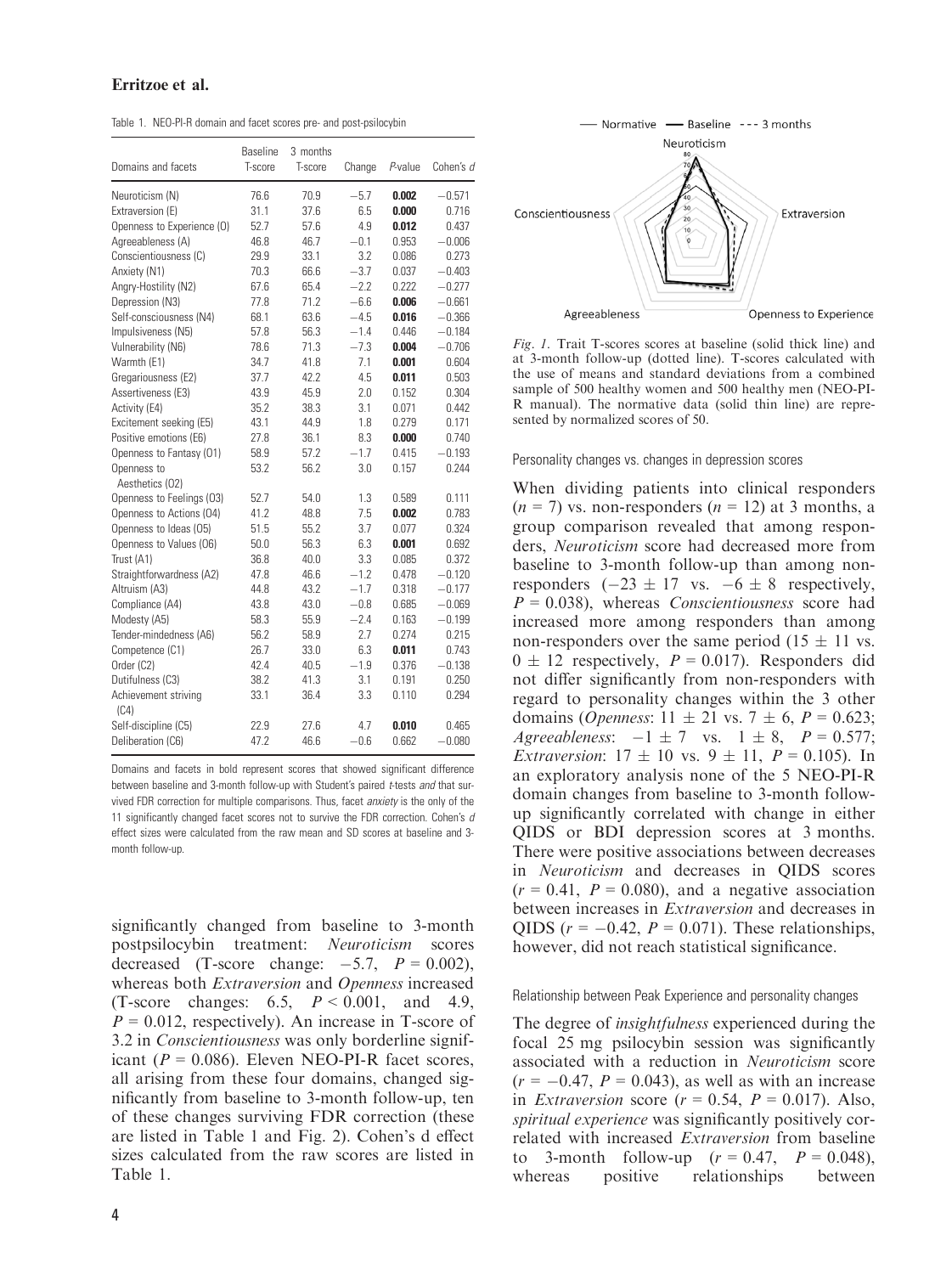Table 1. NEO-PI-R domain and facet scores pre- and post-psilocybin

| Domains and facets | Baseline T-score | 3 months T-score | Change | *P*-value | Cohen's *d* |
|---|---|---|---|---|---|
| Neuroticism (N) | 76.6 | 70.9 | −5.7 | **0.002** | −0.571 |
| Extraversion (E) | 31.1 | 37.6 | 6.5 | **0.000** | 0.716 |
| Openness to Experience (O) | 52.7 | 57.6 | 4.9 | **0.012** | 0.437 |
| Agreeableness (A) | 46.8 | 46.7 | −0.1 | 0.953 | −0.006 |
| Conscientiousness (C) | 29.9 | 33.1 | 3.2 | 0.086 | 0.273 |
| Anxiety (N1) | 70.3 | 66.6 | −3.7 | 0.037 | −0.403 |
| Angry-Hostility (N2) | 67.6 | 65.4 | −2.2 | 0.222 | −0.277 |
| Depression (N3) | 77.8 | 71.2 | −6.6 | **0.006** | −0.661 |
| Self-consciousness (N4) | 68.1 | 63.6 | −4.5 | **0.016** | −0.366 |
| Impulsiveness (N5) | 57.8 | 56.3 | −1.4 | 0.446 | −0.184 |
| Vulnerability (N6) | 78.6 | 71.3 | −7.3 | **0.004** | −0.706 |
| Warmth (E1) | 34.7 | 41.8 | 7.1 | **0.001** | 0.604 |
| Gregariousness (E2) | 37.7 | 42.2 | 4.5 | **0.011** | 0.503 |
| Assertiveness (E3) | 43.9 | 45.9 | 2.0 | 0.152 | 0.304 |
| Activity (E4) | 35.2 | 38.3 | 3.1 | 0.071 | 0.442 |
| Excitement seeking (E5) | 43.1 | 44.9 | 1.8 | 0.279 | 0.171 |
| Positive emotions (E6) | 27.8 | 36.1 | 8.3 | **0.000** | 0.740 |
| Openness to Fantasy (O1) | 58.9 | 57.2 | −1.7 | 0.415 | −0.193 |
| Openness to Aesthetics (O2) | 53.2 | 56.2 | 3.0 | 0.157 | 0.244 |
| Openness to Feelings (O3) | 52.7 | 54.0 | 1.3 | 0.589 | 0.111 |
| Openness to Actions (O4) | 41.2 | 48.8 | 7.5 | **0.002** | 0.783 |
| Openness to Ideas (O5) | 51.5 | 55.2 | 3.7 | 0.077 | 0.324 |
| Openness to Values (O6) | 50.0 | 56.3 | 6.3 | **0.001** | 0.692 |
| Trust (A1) | 36.8 | 40.0 | 3.3 | 0.085 | 0.372 |
| Straightforwardness (A2) | 47.8 | 46.6 | −1.2 | 0.478 | −0.120 |
| Altruism (A3) | 44.8 | 43.2 | −1.7 | 0.318 | −0.177 |
| Compliance (A4) | 43.8 | 43.0 | −0.8 | 0.685 | −0.069 |
| Modesty (A5) | 58.3 | 55.9 | −2.4 | 0.163 | −0.199 |
| Tender-mindedness (A6) | 56.2 | 58.9 | 2.7 | 0.274 | 0.215 |
| Competence (C1) | 26.7 | 33.0 | 6.3 | **0.011** | 0.743 |
| Order (C2) | 42.4 | 40.5 | −1.9 | 0.376 | −0.138 |
| Dutifulness (C3) | 38.2 | 41.3 | 3.1 | 0.191 | 0.250 |
| Achievement striving (C4) | 33.1 | 36.4 | 3.3 | 0.110 | 0.294 |
| Self-discipline (C5) | 22.9 | 27.6 | 4.7 | **0.010** | 0.465 |
| Deliberation (C6) | 47.2 | 46.6 | −0.6 | 0.662 | −0.080 |

Domains and facets in bold represent scores that showed significant difference between baseline and 3-month follow-up with Student's paired *t*-tests *and* that survived FDR correction for multiple comparisons. Thus, facet *anxiety* is the only of the 11 significantly changed facet scores not to survive the FDR correction. Cohen's *d* effect sizes were calculated from the raw mean and SD scores at baseline and 3-month follow-up.

significantly changed from baseline to 3-month postpsilocybin treatment: *Neuroticism* scores decreased (T-score change: −5.7, $P = 0.002$), whereas both *Extraversion* and *Openness* increased (T-score changes: 6.5, $P < 0.001$, and 4.9, $P = 0.012$, respectively). An increase in T-score of 3.2 in *Conscientiousness* was only borderline significant ($P = 0.086$). Eleven NEO-PI-R facet scores, all arising from these four domains, changed significantly from baseline to 3-month follow-up, ten of these changes surviving FDR correction (these are listed in Table 1 and Fig. 2). Cohen's d effect sizes calculated from the raw scores are listed in Table 1.

*Fig. 1.* Trait T-scores scores at baseline (solid thick line) and at 3-month follow-up (dotted line). T-scores calculated with the use of means and standard deviations from a combined sample of 500 healthy women and 500 healthy men (NEO-PI-R manual). The normative data (solid thin line) are represented by normalized scores of 50.

### Personality changes vs. changes in depression scores

When dividing patients into clinical responders ($n = 7$) vs. non-responders ($n = 12$) at 3 months, a group comparison revealed that among responders, *Neuroticism* score had decreased more from baseline to 3-month follow-up than among non-responders ($-23 \pm 17$ vs. $-6 \pm 8$ respectively, $P = 0.038$), whereas *Conscientiousness* score had increased more among responders than among non-responders over the same period ($15 \pm 11$ vs. $0 \pm 12$ respectively, $P = 0.017$). Responders did not differ significantly from non-responders with regard to personality changes within the 3 other domains (*Openness*: $11 \pm 21$ vs. $7 \pm 6$, $P = 0.623$; *Agreeableness*: $-1 \pm 7$ vs. $1 \pm 8$, $P = 0.577$; *Extraversion*: $17 \pm 10$ vs. $9 \pm 11$, $P = 0.105$). In an exploratory analysis none of the 5 NEO-PI-R domain changes from baseline to 3-month follow-up significantly correlated with change in either QIDS or BDI depression scores at 3 months. There were positive associations between decreases in *Neuroticism* and decreases in QIDS scores ($r = 0.41$, $P = 0.080$), and a negative association between increases in *Extraversion* and decreases in QIDS ($r = -0.42$, $P = 0.071$). These relationships, however, did not reach statistical significance.

### Relationship between Peak Experience and personality changes

The degree of *insightfulness* experienced during the focal 25 mg psilocybin session was significantly associated with a reduction in *Neuroticism* score ($r = -0.47$, $P = 0.043$), as well as with an increase in *Extraversion* score ($r = 0.54$, $P = 0.017$). Also, *spiritual experience* was significantly positively correlated with increased *Extraversion* from baseline to 3-month follow-up ($r = 0.47$, $P = 0.048$), whereas positive relationships between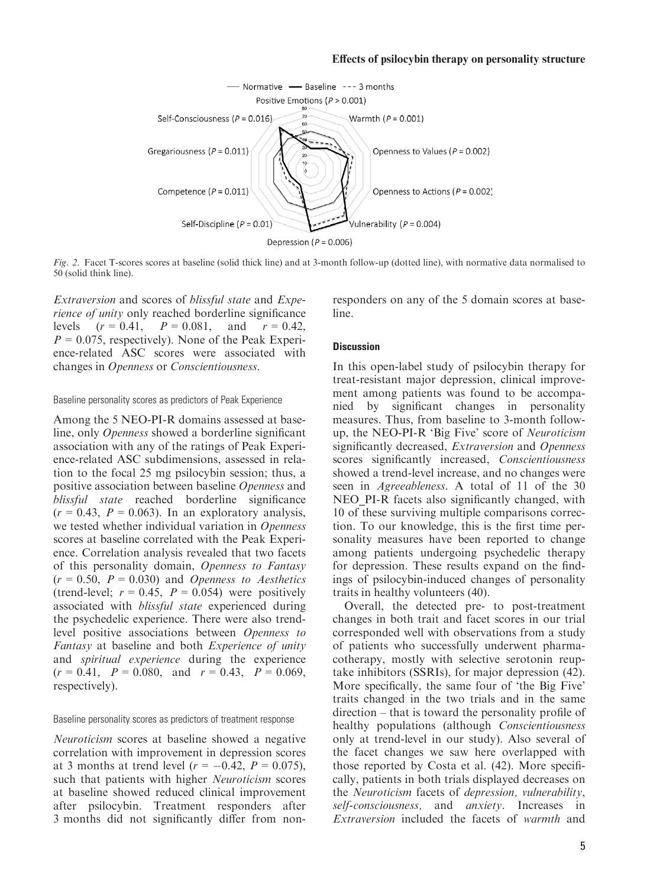Fig. 2. Facet T-scores scores at baseline (solid thick line) and at 3-month follow-up (dotted line), with normative data normalised to 50 (solid think line).

*Extraversion* and scores of *blissful state* and *Experience of unity* only reached borderline significance levels ($r = 0.41$, $P = 0.081$, and $r = 0.42$, $P = 0.075$, respectively). None of the Peak Experience-related ASC scores were associated with changes in *Openness* or *Conscientiousness*.

### Baseline personality scores as predictors of Peak Experience

Among the 5 NEO-PI-R domains assessed at baseline, only *Openness* showed a borderline significant association with any of the ratings of Peak Experience-related ASC subdimensions, assessed in relation to the focal 25 mg psilocybin session; thus, a positive association between baseline *Openness* and *blissful state* reached borderline significance ($r = 0.43$, $P = 0.063$). In an exploratory analysis, we tested whether individual variation in *Openness* scores at baseline correlated with the Peak Experience. Correlation analysis revealed that two facets of this personality domain, *Openness to Fantasy* ($r = 0.50$, $P = 0.030$) and *Openness to Aesthetics* (trend-level; $r = 0.45$, $P = 0.054$) were positively associated with *blissful state* experienced during the psychedelic experience. There were also trend-level positive associations between *Openness to Fantasy* at baseline and both *Experience of unity* and *spiritual experience* during the experience ($r = 0.41$, $P = 0.080$, and $r = 0.43$, $P = 0.069$, respectively).

### Baseline personality scores as predictors of treatment response

*Neuroticism* scores at baseline showed a negative correlation with improvement in depression scores at 3 months at trend level ($r = -0.42$, $P = 0.075$), such that patients with higher *Neuroticism* scores at baseline showed reduced clinical improvement after psilocybin. Treatment responders after 3 months did not significantly differ from non-responders on any of the 5 domain scores at baseline.

## Discussion

In this open-label study of psilocybin therapy for treat-resistant major depression, clinical improvement among patients was found to be accompanied by significant changes in personality measures. Thus, from baseline to 3-month follow-up, the NEO-PI-R 'Big Five' score of *Neuroticism* significantly decreased, *Extraversion* and *Openness* scores significantly increased, *Conscientiousness* showed a trend-level increase, and no changes were seen in *Agreeableness*. A total of 11 of the 30 NEO_PI-R facets also significantly changed, with 10 of these surviving multiple comparisons correction. To our knowledge, this is the first time personality measures have been reported to change among patients undergoing psychedelic therapy for depression. These results expand on the findings of psilocybin-induced changes of personality traits in healthy volunteers (40).

Overall, the detected pre- to post-treatment changes in both trait and facet scores in our trial corresponded well with observations from a study of patients who successfully underwent pharmacotherapy, mostly with selective serotonin reuptake inhibitors (SSRIs), for major depression (42). More specifically, the same four of 'the Big Five' traits changed in the two trials and in the same direction – that is toward the personality profile of healthy populations (although *Conscientiousness* only at trend-level in our study). Also several of the facet changes we saw here overlapped with those reported by Costa et al. (42). More specifically, patients in both trials displayed decreases on the *Neuroticism* facets of *depression, vulnerability*, *self-consciousness,* and *anxiety*. Increases in *Extraversion* included the facets of *warmth* and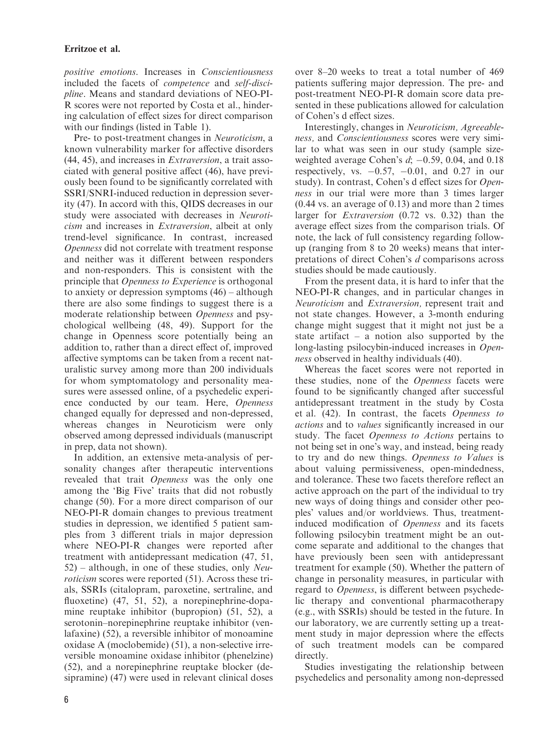*positive emotions*. Increases in *Conscientiousness* included the facets of *competence* and *self-discipline*. Means and standard deviations of NEO-PI-R scores were not reported by Costa et al., hindering calculation of effect sizes for direct comparison with our findings (listed in Table 1).

Pre- to post-treatment changes in *Neuroticism*, a known vulnerability marker for affective disorders (44, 45), and increases in *Extraversion*, a trait associated with general positive affect (46), have previously been found to be significantly correlated with SSRI/SNRI-induced reduction in depression severity (47). In accord with this, QIDS decreases in our study were associated with decreases in *Neuroticism* and increases in *Extraversion*, albeit at only trend-level significance. In contrast, increased *Openness* did not correlate with treatment response and neither was it different between responders and non-responders. This is consistent with the principle that *Openness to Experience* is orthogonal to anxiety or depression symptoms (46) – although there are also some findings to suggest there is a moderate relationship between *Openness* and psychological wellbeing (48, 49). Support for the change in Openness score potentially being an addition to, rather than a direct effect of, improved affective symptoms can be taken from a recent naturalistic survey among more than 200 individuals for whom symptomatology and personality measures were assessed online, of a psychedelic experience conducted by our team. Here, *Openness* changed equally for depressed and non-depressed, whereas changes in Neuroticism were only observed among depressed individuals (manuscript in prep, data not shown).

In addition, an extensive meta-analysis of personality changes after therapeutic interventions revealed that trait *Openness* was the only one among the 'Big Five' traits that did not robustly change (50). For a more direct comparison of our NEO-PI-R domain changes to previous treatment studies in depression, we identified 5 patient samples from 3 different trials in major depression where NEO-PI-R changes were reported after treatment with antidepressant medication (47, 51, 52) – although, in one of these studies, only *Neuroticism* scores were reported (51). Across these trials, SSRIs (citalopram, paroxetine, sertraline, and fluoxetine) (47, 51, 52), a norepinephrine-dopamine reuptake inhibitor (bupropion) (51, 52), a serotonin–norepinephrine reuptake inhibitor (venlafaxine) (52), a reversible inhibitor of monoamine oxidase A (moclobemide) (51), a non-selective irreversible monoamine oxidase inhibitor (phenelzine) (52), and a norepinephrine reuptake blocker (desipramine) (47) were used in relevant clinical doses over 8–20 weeks to treat a total number of 469 patients suffering major depression. The pre- and post-treatment NEO-PI-R domain score data presented in these publications allowed for calculation of Cohen's d effect sizes.

Interestingly, changes in *Neuroticism, Agreeableness,* and *Conscientiousness* scores were very similar to what was seen in our study (sample size-weighted average Cohen's *d*; −0.59, 0.04, and 0.18 respectively, vs. −0.57, −0.01, and 0.27 in our study). In contrast, Cohen's d effect sizes for *Openness* in our trial were more than 3 times larger (0.44 vs. an average of 0.13) and more than 2 times larger for *Extraversion* (0.72 vs. 0.32) than the average effect sizes from the comparison trials. Of note, the lack of full consistency regarding follow-up (ranging from 8 to 20 weeks) means that interpretations of direct Cohen's *d* comparisons across studies should be made cautiously.

From the present data, it is hard to infer that the NEO-PI-R changes, and in particular changes in *Neuroticism* and *Extraversion,* represent trait and not state changes. However, a 3-month enduring change might suggest that it might not just be a state artifact – a notion also supported by the long-lasting psilocybin-induced increases in *Openness* observed in healthy individuals (40).

Whereas the facet scores were not reported in these studies, none of the *Openness* facets were found to be significantly changed after successful antidepressant treatment in the study by Costa et al. (42). In contrast, the facets *Openness to actions* and to *values* significantly increased in our study. The facet *Openness to Actions* pertains to not being set in one's way, and instead, being ready to try and do new things. *Openness to Values* is about valuing permissiveness, open-mindedness, and tolerance. These two facets therefore reflect an active approach on the part of the individual to try new ways of doing things and consider other peoples' values and/or worldviews. Thus, treatment-induced modification of *Openness* and its facets following psilocybin treatment might be an outcome separate and additional to the changes that have previously been seen with antidepressant treatment for example (50). Whether the pattern of change in personality measures, in particular with regard to *Openness*, is different between psychedelic therapy and conventional pharmacotherapy (e.g., with SSRIs) should be tested in the future. In our laboratory, we are currently setting up a treatment study in major depression where the effects of such treatment models can be compared directly.

Studies investigating the relationship between psychedelics and personality among non-depressed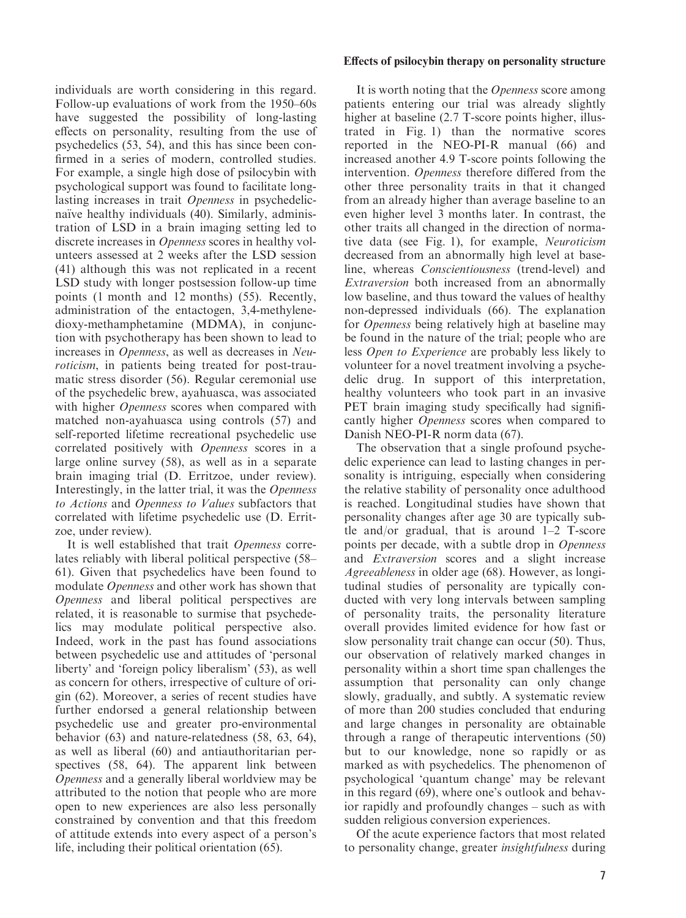individuals are worth considering in this regard. Follow-up evaluations of work from the 1950–60s have suggested the possibility of long-lasting effects on personality, resulting from the use of psychedelics (53, 54), and this has since been confirmed in a series of modern, controlled studies. For example, a single high dose of psilocybin with psychological support was found to facilitate long-lasting increases in trait *Openness* in psychedelic-naïve healthy individuals (40). Similarly, administration of LSD in a brain imaging setting led to discrete increases in *Openness* scores in healthy volunteers assessed at 2 weeks after the LSD session (41) although this was not replicated in a recent LSD study with longer postsession follow-up time points (1 month and 12 months) (55). Recently, administration of the entactogen, 3,4-methylene-dioxy-methamphetamine (MDMA), in conjunction with psychotherapy has been shown to lead to increases in *Openness*, as well as decreases in *Neuroticism*, in patients being treated for post-traumatic stress disorder (56). Regular ceremonial use of the psychedelic brew, ayahuasca, was associated with higher *Openness* scores when compared with matched non-ayahuasca using controls (57) and self-reported lifetime recreational psychedelic use correlated positively with *Openness* scores in a large online survey (58), as well as in a separate brain imaging trial (D. Erritzoe, under review). Interestingly, in the latter trial, it was the *Openness to Actions* and *Openness to Values* subfactors that correlated with lifetime psychedelic use (D. Erritzoe, under review).

It is well established that trait *Openness* correlates reliably with liberal political perspective (58–61). Given that psychedelics have been found to modulate *Openness* and other work has shown that *Openness* and liberal political perspectives are related, it is reasonable to surmise that psychedelics may modulate political perspective also. Indeed, work in the past has found associations between psychedelic use and attitudes of 'personal liberty' and 'foreign policy liberalism' (53), as well as concern for others, irrespective of culture of origin (62). Moreover, a series of recent studies have further endorsed a general relationship between psychedelic use and greater pro-environmental behavior (63) and nature-relatedness (58, 63, 64), as well as liberal (60) and antiauthoritarian perspectives (58, 64). The apparent link between *Openness* and a generally liberal worldview may be attributed to the notion that people who are more open to new experiences are also less personally constrained by convention and that this freedom of attitude extends into every aspect of a person's life, including their political orientation (65).

It is worth noting that the *Openness* score among patients entering our trial was already slightly higher at baseline (2.7 T-score points higher, illustrated in Fig. 1) than the normative scores reported in the NEO-PI-R manual (66) and increased another 4.9 T-score points following the intervention. *Openness* therefore differed from the other three personality traits in that it changed from an already higher than average baseline to an even higher level 3 months later. In contrast, the other traits all changed in the direction of normative data (see Fig. 1), for example, *Neuroticism* decreased from an abnormally high level at baseline, whereas *Conscientiousness* (trend-level) and *Extraversion* both increased from an abnormally low baseline, and thus toward the values of healthy non-depressed individuals (66). The explanation for *Openness* being relatively high at baseline may be found in the nature of the trial; people who are less *Open to Experience* are probably less likely to volunteer for a novel treatment involving a psychedelic drug. In support of this interpretation, healthy volunteers who took part in an invasive PET brain imaging study specifically had significantly higher *Openness* scores when compared to Danish NEO-PI-R norm data (67).

The observation that a single profound psychedelic experience can lead to lasting changes in personality is intriguing, especially when considering the relative stability of personality once adulthood is reached. Longitudinal studies have shown that personality changes after age 30 are typically subtle and/or gradual, that is around 1–2 T-score points per decade, with a subtle drop in *Openness* and *Extraversion* scores and a slight increase *Agreeableness* in older age (68). However, as longitudinal studies of personality are typically conducted with very long intervals between sampling of personality traits, the personality literature overall provides limited evidence for how fast or slow personality trait change can occur (50). Thus, our observation of relatively marked changes in personality within a short time span challenges the assumption that personality can only change slowly, gradually, and subtly. A systematic review of more than 200 studies concluded that enduring and large changes in personality are obtainable through a range of therapeutic interventions (50) but to our knowledge, none so rapidly or as marked as with psychedelics. The phenomenon of psychological 'quantum change' may be relevant in this regard (69), where one's outlook and behavior rapidly and profoundly changes – such as with sudden religious conversion experiences.

Of the acute experience factors that most related to personality change, greater *insightfulness* during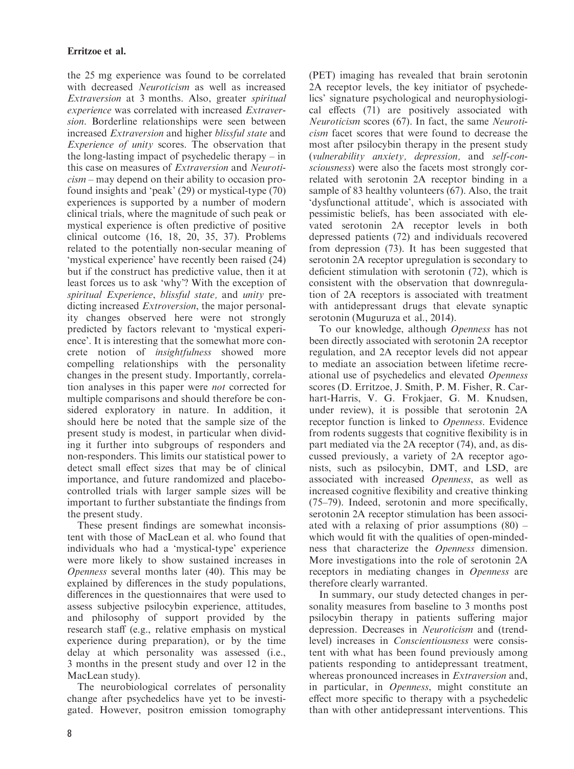the 25 mg experience was found to be correlated with decreased *Neuroticism* as well as increased *Extraversion* at 3 months. Also, greater *spiritual experience* was correlated with increased *Extraversion*. Borderline relationships were seen between increased *Extraversion* and higher *blissful state* and *Experience of unity* scores. The observation that the long-lasting impact of psychedelic therapy – in this case on measures of *Extraversion* and *Neuroticism* – may depend on their ability to occasion profound insights and 'peak' (29) or mystical-type (70) experiences is supported by a number of modern clinical trials, where the magnitude of such peak or mystical experience is often predictive of positive clinical outcome (16, 18, 20, 35, 37). Problems related to the potentially non-secular meaning of 'mystical experience' have recently been raised (24) but if the construct has predictive value, then it at least forces us to ask 'why'? With the exception of *spiritual Experience*, *blissful state*, and *unity* predicting increased *Extroversion*, the major personality changes observed here were not strongly predicted by factors relevant to 'mystical experience'. It is interesting that the somewhat more concrete notion of *insightfulness* showed more compelling relationships with the personality changes in the present study. Importantly, correlation analyses in this paper were *not* corrected for multiple comparisons and should therefore be considered exploratory in nature. In addition, it should here be noted that the sample size of the present study is modest, in particular when dividing it further into subgroups of responders and non-responders. This limits our statistical power to detect small effect sizes that may be of clinical importance, and future randomized and placebo-controlled trials with larger sample sizes will be important to further substantiate the findings from the present study.

These present findings are somewhat inconsistent with those of MacLean et al. who found that individuals who had a 'mystical-type' experience were more likely to show sustained increases in *Openness* several months later (40). This may be explained by differences in the study populations, differences in the questionnaires that were used to assess subjective psilocybin experience, attitudes, and philosophy of support provided by the research staff (e.g., relative emphasis on mystical experience during preparation), or by the time delay at which personality was assessed (i.e., 3 months in the present study and over 12 in the MacLean study).

The neurobiological correlates of personality change after psychedelics have yet to be investigated. However, positron emission tomography (PET) imaging has revealed that brain serotonin 2A receptor levels, the key initiator of psychedelics' signature psychological and neurophysiological effects (71) are positively associated with *Neuroticism* scores (67). In fact, the same *Neuroticism* facet scores that were found to decrease the most after psilocybin therapy in the present study (*vulnerability anxiety, depression,* and *self-consciousness*) were also the facets most strongly correlated with serotonin 2A receptor binding in a sample of 83 healthy volunteers (67). Also, the trait 'dysfunctional attitude', which is associated with pessimistic beliefs, has been associated with elevated serotonin 2A receptor levels in both depressed patients (72) and individuals recovered from depression (73). It has been suggested that serotonin 2A receptor upregulation is secondary to deficient stimulation with serotonin (72), which is consistent with the observation that downregulation of 2A receptors is associated with treatment with antidepressant drugs that elevate synaptic serotonin (Muguruza et al., 2014).

To our knowledge, although *Openness* has not been directly associated with serotonin 2A receptor regulation, and 2A receptor levels did not appear to mediate an association between lifetime recreational use of psychedelics and elevated *Openness* scores (D. Erritzoe, J. Smith, P. M. Fisher, R. Carhart-Harris, V. G. Frokjaer, G. M. Knudsen, under review), it is possible that serotonin 2A receptor function is linked to *Openness*. Evidence from rodents suggests that cognitive flexibility is in part mediated via the 2A receptor (74), and, as discussed previously, a variety of 2A receptor agonists, such as psilocybin, DMT, and LSD, are associated with increased *Openness*, as well as increased cognitive flexibility and creative thinking (75–79). Indeed, serotonin and more specifically, serotonin 2A receptor stimulation has been associated with a relaxing of prior assumptions (80) – which would fit with the qualities of open-mindedness that characterize the *Openness* dimension. More investigations into the role of serotonin 2A receptors in mediating changes in *Openness* are therefore clearly warranted.

In summary, our study detected changes in personality measures from baseline to 3 months post psilocybin therapy in patients suffering major depression. Decreases in *Neuroticism* and (trend-level) increases in *Conscientiousness* were consistent with what has been found previously among patients responding to antidepressant treatment, whereas pronounced increases in *Extraversion* and, in particular, in *Openness*, might constitute an effect more specific to therapy with a psychedelic than with other antidepressant interventions. This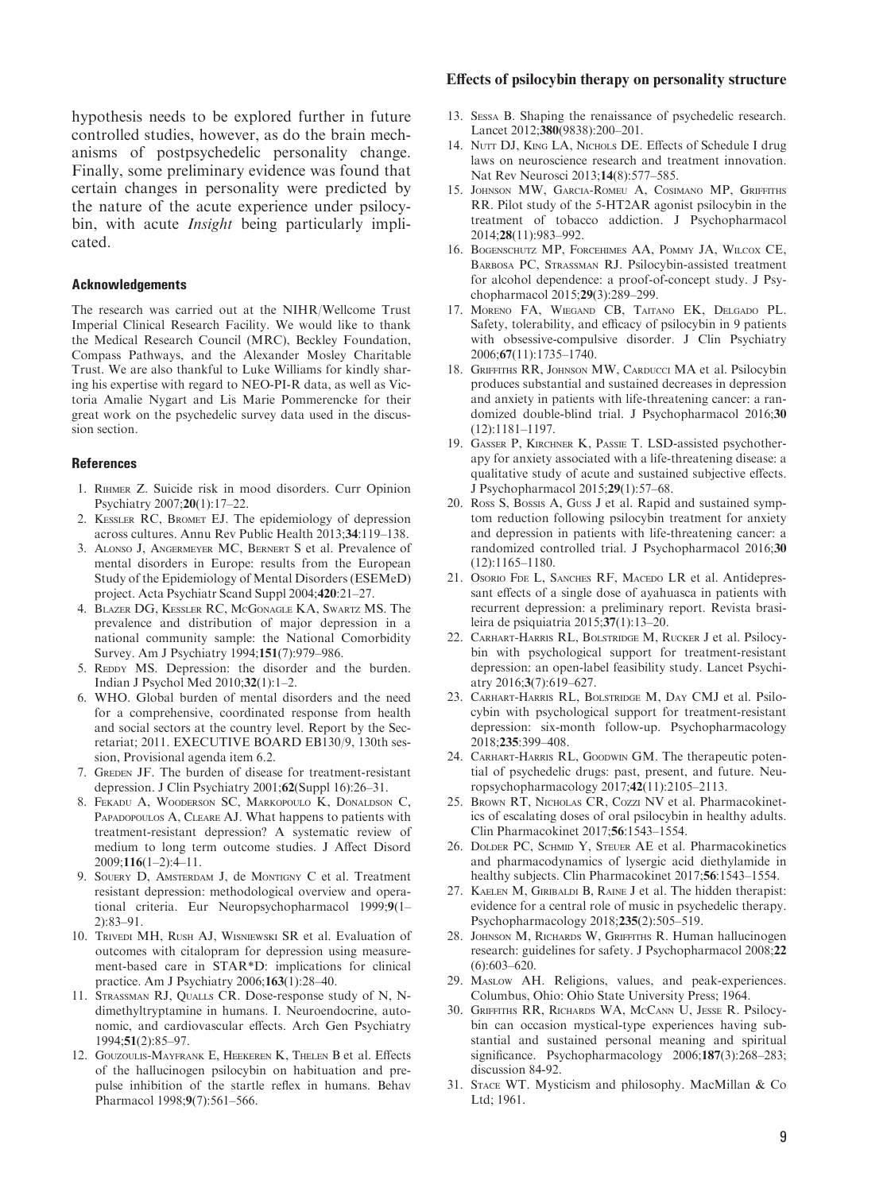hypothesis needs to be explored further in future controlled studies, however, as do the brain mechanisms of postpsychedelic personality change. Finally, some preliminary evidence was found that certain changes in personality were predicted by the nature of the acute experience under psilocybin, with acute *Insight* being particularly implicated.

#### Acknowledgements

The research was carried out at the NIHR/Wellcome Trust Imperial Clinical Research Facility. We would like to thank the Medical Research Council (MRC), Beckley Foundation, Compass Pathways, and the Alexander Mosley Charitable Trust. We are also thankful to Luke Williams for kindly sharing his expertise with regard to NEO-PI-R data, as well as Victoria Amalie Nygart and Lis Marie Pommerencke for their great work on the psychedelic survey data used in the discussion section.

#### References

1. Rihmer Z. Suicide risk in mood disorders. Curr Opinion Psychiatry 2007;**20**(1):17–22.
2. Kessler RC, Bromet EJ. The epidemiology of depression across cultures. Annu Rev Public Health 2013;**34**:119–138.
3. Alonso J, Angermeyer MC, Bernert S et al. Prevalence of mental disorders in Europe: results from the European Study of the Epidemiology of Mental Disorders (ESEMeD) project. Acta Psychiatr Scand Suppl 2004;**420**:21–27.
4. Blazer DG, Kessler RC, McGonagle KA, Swartz MS. The prevalence and distribution of major depression in a national community sample: the National Comorbidity Survey. Am J Psychiatry 1994;**151**(7):979–986.
5. Reddy MS. Depression: the disorder and the burden. Indian J Psychol Med 2010;**32**(1):1–2.
6. WHO. Global burden of mental disorders and the need for a comprehensive, coordinated response from health and social sectors at the country level. Report by the Secretariat; 2011. EXECUTIVE BOARD EB130/9, 130th session, Provisional agenda item 6.2.
7. Greden JF. The burden of disease for treatment-resistant depression. J Clin Psychiatry 2001;**62**(Suppl 16):26–31.
8. Fekadu A, Wooderson SC, Markopoulo K, Donaldson C, Papadopoulos A, Cleare AJ. What happens to patients with treatment-resistant depression? A systematic review of medium to long term outcome studies. J Affect Disord 2009;**116**(1–2):4–11.
9. Souery D, Amsterdam J, de Montigny C et al. Treatment resistant depression: methodological overview and operational criteria. Eur Neuropsychopharmacol 1999;**9**(1–2):83–91.
10. Trivedi MH, Rush AJ, Wisniewski SR et al. Evaluation of outcomes with citalopram for depression using measurement-based care in STAR*D: implications for clinical practice. Am J Psychiatry 2006;**163**(1):28–40.
11. Strassman RJ, Qualls CR. Dose-response study of N, N-dimethyltryptamine in humans. I. Neuroendocrine, autonomic, and cardiovascular effects. Arch Gen Psychiatry 1994;**51**(2):85–97.
12. Gouzoulis-Mayfrank E, Heekeren K, Thelen B et al. Effects of the hallucinogen psilocybin on habituation and prepulse inhibition of the startle reflex in humans. Behav Pharmacol 1998;**9**(7):561–566.
13. Sessa B. Shaping the renaissance of psychedelic research. Lancet 2012;**380**(9838):200–201.
14. Nutt DJ, King LA, Nichols DE. Effects of Schedule I drug laws on neuroscience research and treatment innovation. Nat Rev Neurosci 2013;**14**(8):577–585.
15. Johnson MW, Garcia-Romeu A, Cosimano MP, Griffiths RR. Pilot study of the 5-HT2AR agonist psilocybin in the treatment of tobacco addiction. J Psychopharmacol 2014;**28**(11):983–992.
16. Bogenschutz MP, Forcehimes AA, Pommy JA, Wilcox CE, Barbosa PC, Strassman RJ. Psilocybin-assisted treatment for alcohol dependence: a proof-of-concept study. J Psychopharmacol 2015;**29**(3):289–299.
17. Moreno FA, Wiegand CB, Taitano EK, Delgado PL. Safety, tolerability, and efficacy of psilocybin in 9 patients with obsessive-compulsive disorder. J Clin Psychiatry 2006;**67**(11):1735–1740.
18. Griffiths RR, Johnson MW, Carducci MA et al. Psilocybin produces substantial and sustained decreases in depression and anxiety in patients with life-threatening cancer: a randomized double-blind trial. J Psychopharmacol 2016;**30**(12):1181–1197.
19. Gasser P, Kirchner K, Passie T. LSD-assisted psychotherapy for anxiety associated with a life-threatening disease: a qualitative study of acute and sustained subjective effects. J Psychopharmacol 2015;**29**(1):57–68.
20. Ross S, Bossis A, Guss J et al. Rapid and sustained symptom reduction following psilocybin treatment for anxiety and depression in patients with life-threatening cancer: a randomized controlled trial. J Psychopharmacol 2016;**30**(12):1165–1180.
21. Osorio Fde L, Sanches RF, Macedo LR et al. Antidepressant effects of a single dose of ayahuasca in patients with recurrent depression: a preliminary report. Revista brasileira de psiquiatria 2015;**37**(1):13–20.
22. Carhart-Harris RL, Bolstridge M, Rucker J et al. Psilocybin with psychological support for treatment-resistant depression: an open-label feasibility study. Lancet Psychiatry 2016;**3**(7):619–627.
23. Carhart-Harris RL, Bolstridge M, Day CMJ et al. Psilocybin with psychological support for treatment-resistant depression: six-month follow-up. Psychopharmacology 2018;**235**:399–408.
24. Carhart-Harris RL, Goodwin GM. The therapeutic potential of psychedelic drugs: past, present, and future. Neuropsychopharmacology 2017;**42**(11):2105–2113.
25. Brown RT, Nicholas CR, Cozzi NV et al. Pharmacokinetics of escalating doses of oral psilocybin in healthy adults. Clin Pharmacokinet 2017;**56**:1543–1554.
26. Dolder PC, Schmid Y, Steuer AE et al. Pharmacokinetics and pharmacodynamics of lysergic acid diethylamide in healthy subjects. Clin Pharmacokinet 2017;**56**:1543–1554.
27. Kaelen M, Giribaldi B, Raine J et al. The hidden therapist: evidence for a central role of music in psychedelic therapy. Psychopharmacology 2018;**235**(2):505–519.
28. Johnson M, Richards W, Griffiths R. Human hallucinogen research: guidelines for safety. J Psychopharmacol 2008;**22**(6):603–620.
29. Maslow AH. Religions, values, and peak-experiences. Columbus, Ohio: Ohio State University Press; 1964.
30. Griffiths RR, Richards WA, McCann U, Jesse R. Psilocybin can occasion mystical-type experiences having substantial and sustained personal meaning and spiritual significance. Psychopharmacology 2006;**187**(3):268–283; discussion 84-92.
31. Stace WT. Mysticism and philosophy. MacMillan & Co Ltd; 1961.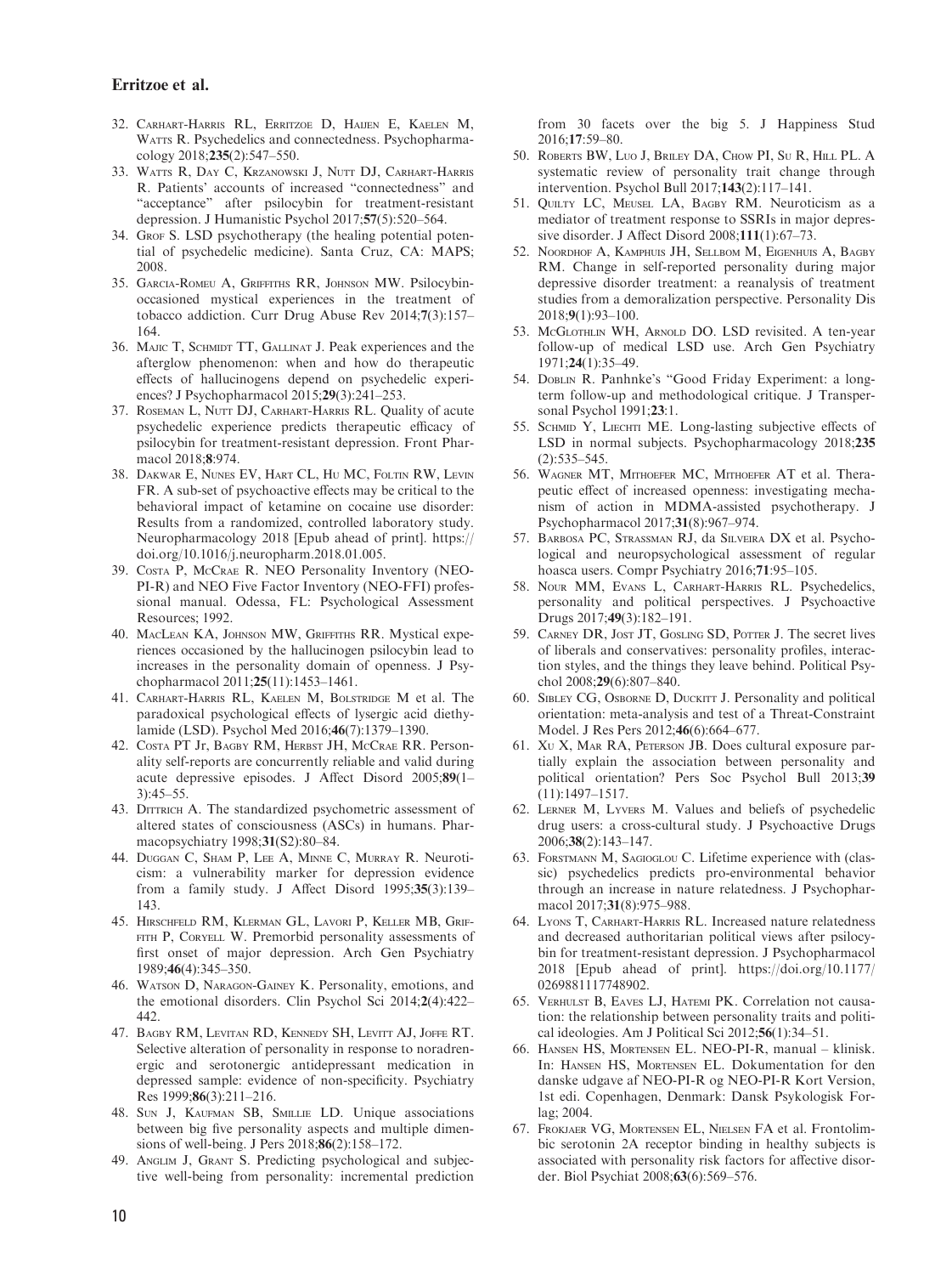32. Carhart-Harris RL, Erritzoe D, Haijen E, Kaelen M, Watts R. Psychedelics and connectedness. Psychopharmacology 2018;**235**(2):547–550.
33. Watts R, Day C, Krzanowski J, Nutt DJ, Carhart-Harris R. Patients' accounts of increased "connectedness" and "acceptance" after psilocybin for treatment-resistant depression. J Humanistic Psychol 2017;**57**(5):520–564.
34. Grof S. LSD psychotherapy (the healing potential potential of psychedelic medicine). Santa Cruz, CA: MAPS; 2008.
35. Garcia-Romeu A, Griffiths RR, Johnson MW. Psilocybin-occasioned mystical experiences in the treatment of tobacco addiction. Curr Drug Abuse Rev 2014;**7**(3):157–164.
36. Majic T, Schmidt TT, Gallinat J. Peak experiences and the afterglow phenomenon: when and how do therapeutic effects of hallucinogens depend on psychedelic experiences? J Psychopharmacol 2015;**29**(3):241–253.
37. Roseman L, Nutt DJ, Carhart-Harris RL. Quality of acute psychedelic experience predicts therapeutic efficacy of psilocybin for treatment-resistant depression. Front Pharmacol 2018;**8**:974.
38. Dakwar E, Nunes EV, Hart CL, Hu MC, Foltin RW, Levin FR. A sub-set of psychoactive effects may be critical to the behavioral impact of ketamine on cocaine use disorder: Results from a randomized, controlled laboratory study. Neuropharmacology 2018 [Epub ahead of print]. https://doi.org/10.1016/j.neuropharm.2018.01.005.
39. Costa P, McCrae R. NEO Personality Inventory (NEO-PI-R) and NEO Five Factor Inventory (NEO-FFI) professional manual. Odessa, FL: Psychological Assessment Resources; 1992.
40. MacLean KA, Johnson MW, Griffiths RR. Mystical experiences occasioned by the hallucinogen psilocybin lead to increases in the personality domain of openness. J Psychopharmacol 2011;**25**(11):1453–1461.
41. Carhart-Harris RL, Kaelen M, Bolstridge M et al. The paradoxical psychological effects of lysergic acid diethylamide (LSD). Psychol Med 2016;**46**(7):1379–1390.
42. Costa PT Jr, Bagby RM, Herbst JH, McCrae RR. Personality self-reports are concurrently reliable and valid during acute depressive episodes. J Affect Disord 2005;**89**(1–3):45–55.
43. Dittrich A. The standardized psychometric assessment of altered states of consciousness (ASCs) in humans. Pharmacopsychiatry 1998;**31**(S2):80–84.
44. Duggan C, Sham P, Lee A, Minne C, Murray R. Neuroticism: a vulnerability marker for depression evidence from a family study. J Affect Disord 1995;**35**(3):139–143.
45. Hirschfeld RM, Klerman GL, Lavori P, Keller MB, Griffith P, Coryell W. Premorbid personality assessments of first onset of major depression. Arch Gen Psychiatry 1989;**46**(4):345–350.
46. Watson D, Naragon-Gainey K. Personality, emotions, and the emotional disorders. Clin Psychol Sci 2014;**2**(4):422–442.
47. Bagby RM, Levitan RD, Kennedy SH, Levitt AJ, Joffe RT. Selective alteration of personality in response to noradrenergic and serotonergic antidepressant medication in depressed sample: evidence of non-specificity. Psychiatry Res 1999;**86**(3):211–216.
48. Sun J, Kaufman SB, Smillie LD. Unique associations between big five personality aspects and multiple dimensions of well-being. J Pers 2018;**86**(2):158–172.
49. Anglim J, Grant S. Predicting psychological and subjective well-being from personality: incremental prediction from 30 facets over the big 5. J Happiness Stud 2016;**17**:59–80.
50. Roberts BW, Luo J, Briley DA, Chow PI, Su R, Hill PL. A systematic review of personality trait change through intervention. Psychol Bull 2017;**143**(2):117–141.
51. Quilty LC, Meusel LA, Bagby RM. Neuroticism as a mediator of treatment response to SSRIs in major depressive disorder. J Affect Disord 2008;**111**(1):67–73.
52. Noordhof A, Kamphuis JH, Sellbom M, Eigenhuis A, Bagby RM. Change in self-reported personality during major depressive disorder treatment: a reanalysis of treatment studies from a demoralization perspective. Personality Dis 2018;**9**(1):93–100.
53. McGlothlin WH, Arnold DO. LSD revisited. A ten-year follow-up of medical LSD use. Arch Gen Psychiatry 1971;**24**(1):35–49.
54. Doblin R. Panhnke's "Good Friday Experiment: a long-term follow-up and methodological critique. J Transpersonal Psychol 1991;**23**:1.
55. Schmid Y, Liechti ME. Long-lasting subjective effects of LSD in normal subjects. Psychopharmacology 2018;**235**(2):535–545.
56. Wagner MT, Mithoefer MC, Mithoefer AT et al. Therapeutic effect of increased openness: investigating mechanism of action in MDMA-assisted psychotherapy. J Psychopharmacol 2017;**31**(8):967–974.
57. Barbosa PC, Strassman RJ, da Silveira DX et al. Psychological and neuropsychological assessment of regular hoasca users. Compr Psychiatry 2016;**71**:95–105.
58. Nour MM, Evans L, Carhart-Harris RL. Psychedelics, personality and political perspectives. J Psychoactive Drugs 2017;**49**(3):182–191.
59. Carney DR, Jost JT, Gosling SD, Potter J. The secret lives of liberals and conservatives: personality profiles, interaction styles, and the things they leave behind. Political Psychol 2008;**29**(6):807–840.
60. Sibley CG, Osborne D, Duckitt J. Personality and political orientation: meta-analysis and test of a Threat-Constraint Model. J Res Pers 2012;**46**(6):664–677.
61. Xu X, Mar RA, Peterson JB. Does cultural exposure partially explain the association between personality and political orientation? Pers Soc Psychol Bull 2013;**39**(11):1497–1517.
62. Lerner M, Lyvers M. Values and beliefs of psychedelic drug users: a cross-cultural study. J Psychoactive Drugs 2006;**38**(2):143–147.
63. Forstmann M, Sagioglou C. Lifetime experience with (classic) psychedelics predicts pro-environmental behavior through an increase in nature relatedness. J Psychopharmacol 2017;**31**(8):975–988.
64. Lyons T, Carhart-Harris RL. Increased nature relatedness and decreased authoritarian political views after psilocybin for treatment-resistant depression. J Psychopharmacol 2018 [Epub ahead of print]. https://doi.org/10.1177/0269881117748902.
65. Verhulst B, Eaves LJ, Hatemi PK. Correlation not causation: the relationship between personality traits and political ideologies. Am J Political Sci 2012;**56**(1):34–51.
66. Hansen HS, Mortensen EL. NEO-PI-R, manual – klinisk. In: Hansen HS, Mortensen EL. Dokumentation for den danske udgave af NEO-PI-R og NEO-PI-R Kort Version, 1st edi. Copenhagen, Denmark: Dansk Psykologisk Forlag; 2004.
67. Frokjaer VG, Mortensen EL, Nielsen FA et al. Frontolimbic serotonin 2A receptor binding in healthy subjects is associated with personality risk factors for affective disorder. Biol Psychiat 2008;**63**(6):569–576.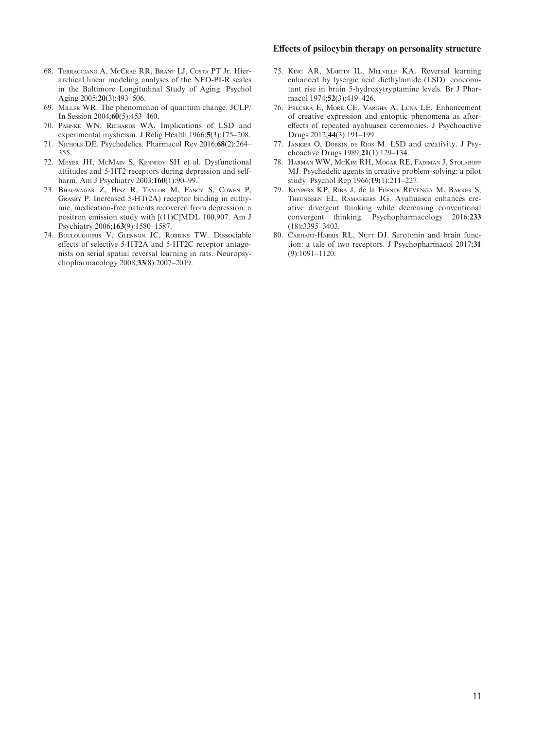68. Terracciano A, McCrae RR, Brant LJ, Costa PT Jr. Hierarchical linear modeling analyses of the NEO-PI-R scales in the Baltimore Longitudinal Study of Aging. Psychol Aging 2005;**20**(3):493–506.
69. Miller WR. The phenomenon of quantum change. JCLP/In Session 2004;**60**(5):453–460.
70. Pahnke WN, Richards WA. Implications of LSD and experimental mysticism. J Relig Health 1966;**5**(3):175–208.
71. Nichols DE. Psychedelics. Pharmacol Rev 2016;**68**(2):264–355.
72. Meyer JH, McMain S, Kennedy SH et al. Dysfunctional attitudes and 5-HT2 receptors during depression and self-harm. Am J Psychiatry 2003;**160**(1):90–99.
73. Bhagwagar Z, Hinz R, Taylor M, Fancy S, Cowen P, Grasby P. Increased 5-HT(2A) receptor binding in euthymic, medication-free patients recovered from depression: a positron emission study with [(11)C]MDL 100,907. Am J Psychiatry 2006;**163**(9):1580–1587.
74. Boulougouris V, Glennon JC, Robbins TW. Dissociable effects of selective 5-HT2A and 5-HT2C receptor antagonists on serial spatial reversal learning in rats. Neuropsychopharmacology 2008;**33**(8):2007–2019.
75. King AR, Martin IL, Melville KA. Reversal learning enhanced by lysergic acid diethylamide (LSD): concomitant rise in brain 5-hydroxytryptamine levels. Br J Pharmacol 1974;**52**(3):419–426.
76. Frecska E, More CE, Vargha A, Luna LE. Enhancement of creative expression and entoptic phenomena as after-effects of repeated ayahuasca ceremonies. J Psychoactive Drugs 2012;**44**(3):191–199.
77. Janiger O, Dobkin de Rios M. LSD and creativity. J Psychoactive Drugs 1989;**21**(1):129–134.
78. Harman WW, McKim RH, Mogar RE, Fadiman J, Stolaroff MJ. Psychedelic agents in creative problem-solving: a pilot study. Psychol Rep 1966;**19**(1):211–227.
79. Kuypers KP, Riba J, de la Fuente Revenga M, Barker S, Theunissen EL, Ramaekers JG. Ayahuasca enhances creative divergent thinking while decreasing conventional convergent thinking. Psychopharmacology 2016;**233**(18):3395–3403.
80. Carhart-Harris RL, Nutt DJ. Serotonin and brain function: a tale of two receptors. J Psychopharmacol 2017;**31**(9):1091–1120.